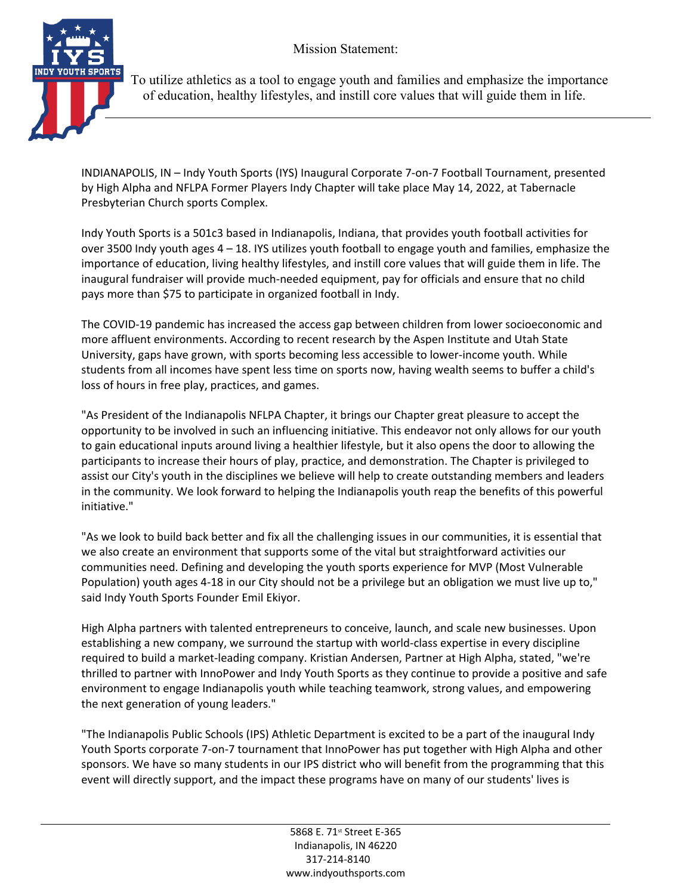Mission Statement:

To utilize athletics as a tool to engage youth and families and emphasize the importance of education, healthy lifestyles, and instill core values that will guide them in life.

---

INDIANAPOLIS, IN – Indy Youth Sports (IYS) Inaugural Corporate 7-on-7 Football Tournament, presented by High Alpha and NFLPA Former Players Indy Chapter will take place May 14, 2022, at Tabernacle Presbyterian Church sports Complex.

Indy Youth Sports is a 501c3 based in Indianapolis, Indiana, that provides youth football activities for over 3500 Indy youth ages 4 – 18. IYS utilizes youth football to engage youth and families, emphasize the importance of education, living healthy lifestyles, and instill core values that will guide them in life. The inaugural fundraiser will provide much-needed equipment, pay for officials and ensure that no child pays more than $75 to participate in organized football in Indy.

The COVID-19 pandemic has increased the access gap between children from lower socioeconomic and more affluent environments. According to recent research by the Aspen Institute and Utah State University, gaps have grown, with sports becoming less accessible to lower-income youth. While students from all incomes have spent less time on sports now, having wealth seems to buffer a child's loss of hours in free play, practices, and games.

"As President of the Indianapolis NFLPA Chapter, it brings our Chapter great pleasure to accept the opportunity to be involved in such an influencing initiative. This endeavor not only allows for our youth to gain educational inputs around living a healthier lifestyle, but it also opens the door to allowing the participants to increase their hours of play, practice, and demonstration. The Chapter is privileged to assist our City's youth in the disciplines we believe will help to create outstanding members and leaders in the community. We look forward to helping the Indianapolis youth reap the benefits of this powerful initiative."

"As we look to build back better and fix all the challenging issues in our communities, it is essential that we also create an environment that supports some of the vital but straightforward activities our communities need. Defining and developing the youth sports experience for MVP (Most Vulnerable Population) youth ages 4-18 in our City should not be a privilege but an obligation we must live up to," said Indy Youth Sports Founder Emil Ekiyor.

High Alpha partners with talented entrepreneurs to conceive, launch, and scale new businesses. Upon establishing a new company, we surround the startup with world-class expertise in every discipline required to build a market-leading company. Kristian Andersen, Partner at High Alpha, stated, "we're thrilled to partner with InnoPower and Indy Youth Sports as they continue to provide a positive and safe environment to engage Indianapolis youth while teaching teamwork, strong values, and empowering the next generation of young leaders."

"The Indianapolis Public Schools (IPS) Athletic Department is excited to be a part of the inaugural Indy Youth Sports corporate 7-on-7 tournament that InnoPower has put together with High Alpha and other sponsors. We have so many students in our IPS district who will benefit from the programming that this event will directly support, and the impact these programs have on many of our students' lives is

---

5868 E. 71st Street E-365
Indianapolis, IN 46220
317-214-8140
www.indyyouthsports.com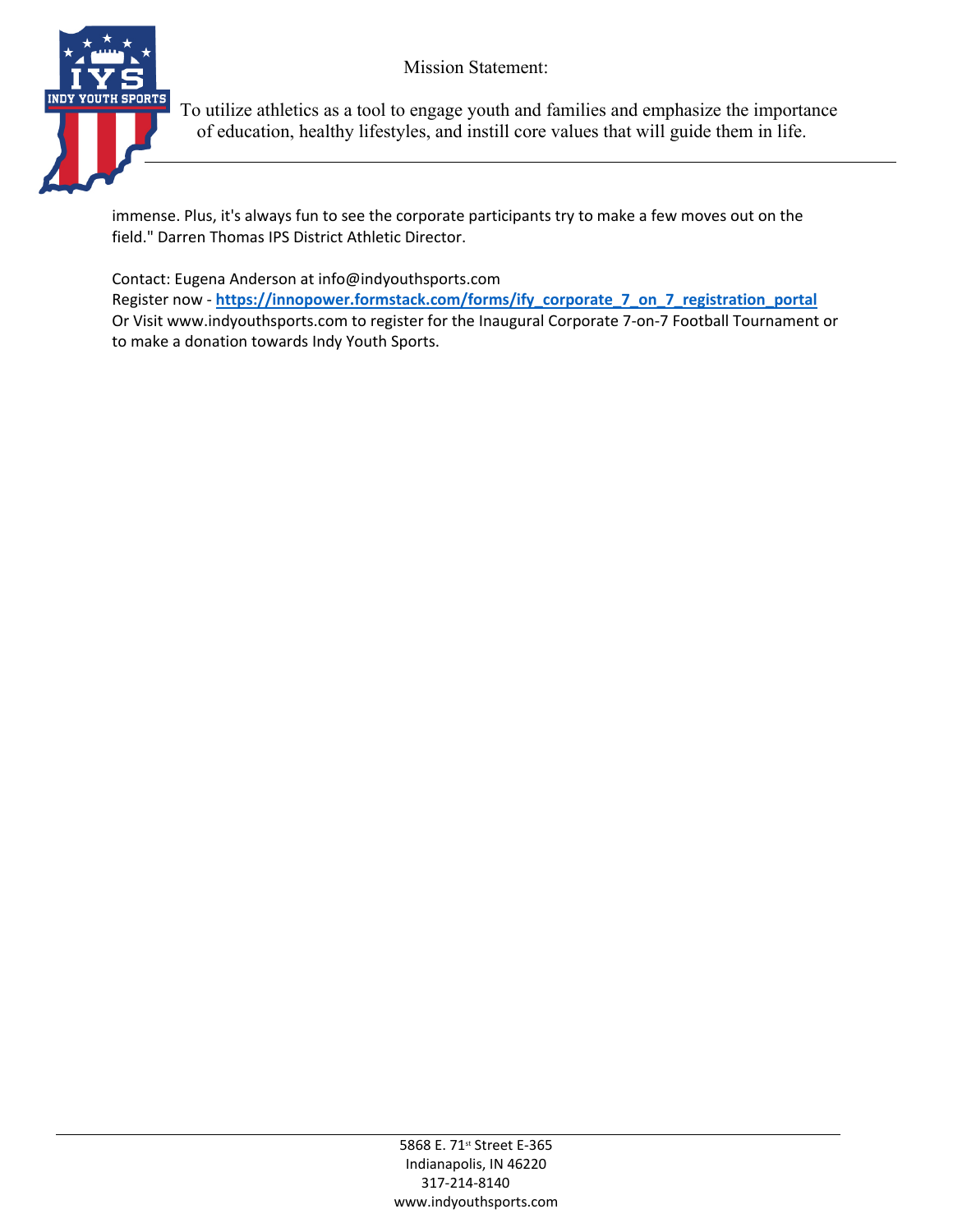Mission Statement:

To utilize athletics as a tool to engage youth and families and emphasize the importance of education, healthy lifestyles, and instill core values that will guide them in life.

immense. Plus, it's always fun to see the corporate participants try to make a few moves out on the field." Darren Thomas IPS District Athletic Director.

Contact: Eugena Anderson at info@indyouthsports.com
Register now - **https://innopower.formstack.com/forms/ify_corporate_7_on_7_registration_portal**
Or Visit www.indyouthsports.com to register for the Inaugural Corporate 7-on-7 Football Tournament or to make a donation towards Indy Youth Sports.

5868 E. 71st Street E-365
Indianapolis, IN 46220
317-214-8140
www.indyouthsports.com